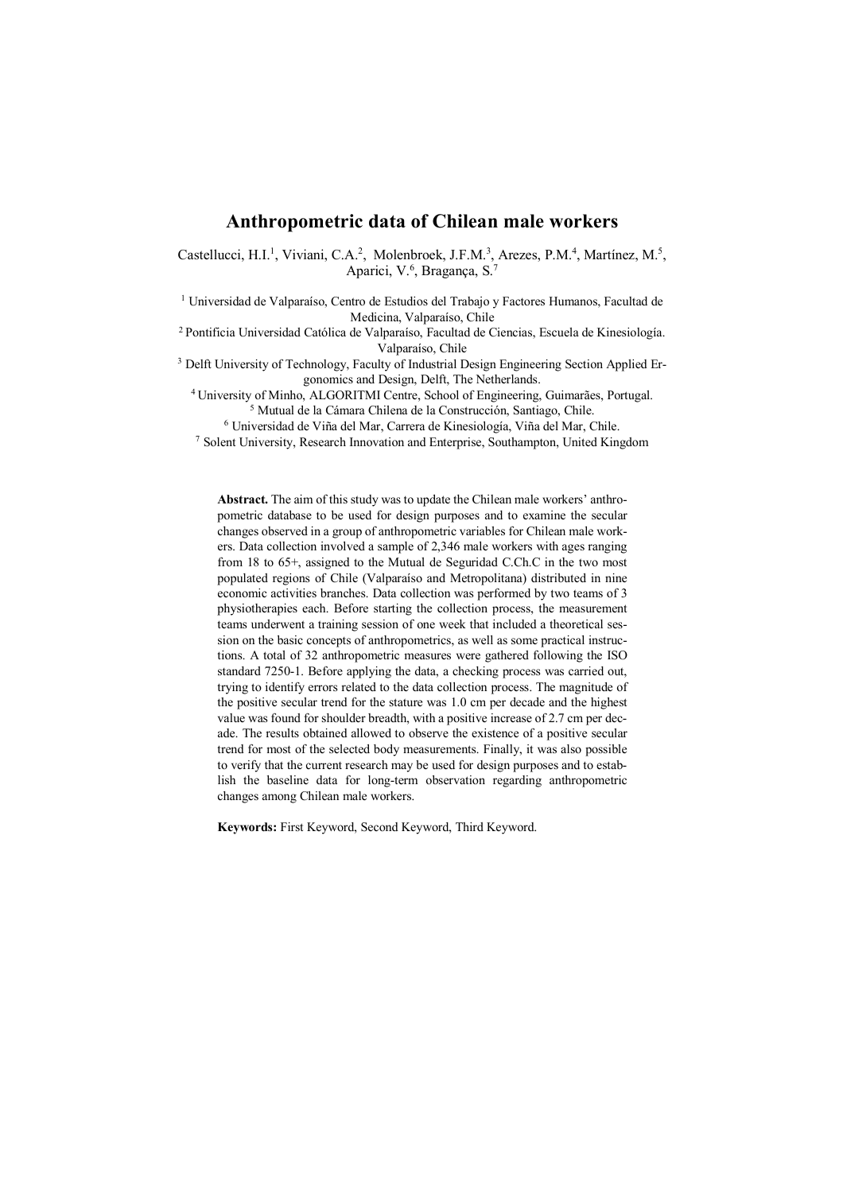# Anthropometric data of Chilean male workers

Castellucci, H.I.[1], Viviani, C.A.[2], Molenbroek, J.F.M.[3], Arezes, P.M.[4], Martínez, M.[5], Aparici, V.[6], Bragança, S.[7]

[1] Universidad de Valparaíso, Centro de Estudios del Trabajo y Factores Humanos, Facultad de Medicina, Valparaíso, Chile

[2] Pontificia Universidad Católica de Valparaíso, Facultad de Ciencias, Escuela de Kinesiología. Valparaíso, Chile

[3] Delft University of Technology, Faculty of Industrial Design Engineering Section Applied Ergonomics and Design, Delft, The Netherlands.

[4] University of Minho, ALGORITMI Centre, School of Engineering, Guimarães, Portugal.

[5] Mutual de la Cámara Chilena de la Construcción, Santiago, Chile.

[6] Universidad de Viña del Mar, Carrera de Kinesiología, Viña del Mar, Chile.

[7] Solent University, Research Innovation and Enterprise, Southampton, United Kingdom

**Abstract.** The aim of this study was to update the Chilean male workers' anthropometric database to be used for design purposes and to examine the secular changes observed in a group of anthropometric variables for Chilean male workers. Data collection involved a sample of 2,346 male workers with ages ranging from 18 to 65+, assigned to the Mutual de Seguridad C.Ch.C in the two most populated regions of Chile (Valparaíso and Metropolitana) distributed in nine economic activities branches. Data collection was performed by two teams of 3 physiotherapies each. Before starting the collection process, the measurement teams underwent a training session of one week that included a theoretical session on the basic concepts of anthropometrics, as well as some practical instructions. A total of 32 anthropometric measures were gathered following the ISO standard 7250-1. Before applying the data, a checking process was carried out, trying to identify errors related to the data collection process. The magnitude of the positive secular trend for the stature was 1.0 cm per decade and the highest value was found for shoulder breadth, with a positive increase of 2.7 cm per decade. The results obtained allowed to observe the existence of a positive secular trend for most of the selected body measurements. Finally, it was also possible to verify that the current research may be used for design purposes and to establish the baseline data for long-term observation regarding anthropometric changes among Chilean male workers.

**Keywords:** First Keyword, Second Keyword, Third Keyword.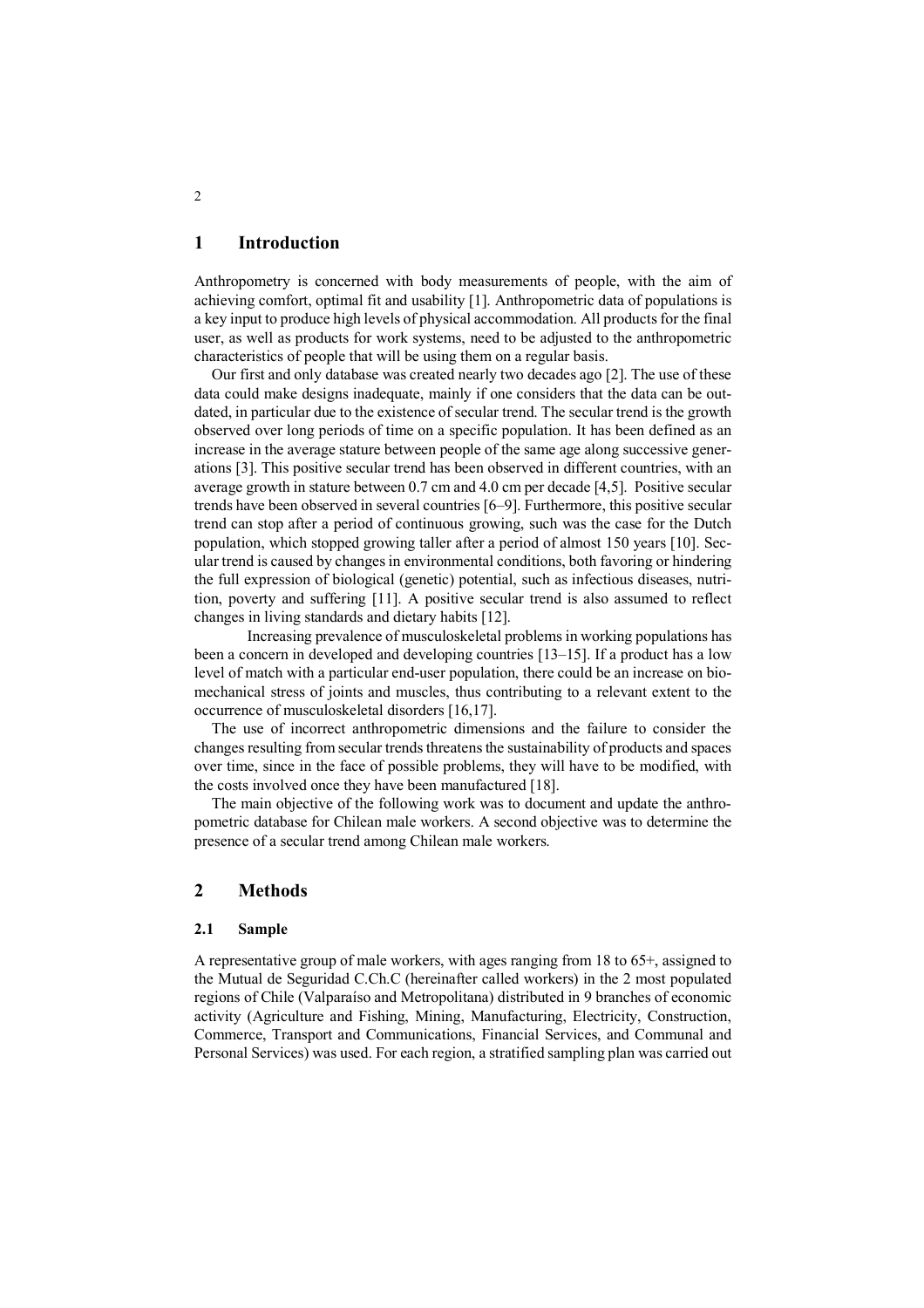## 1 Introduction

Anthropometry is concerned with body measurements of people, with the aim of achieving comfort, optimal fit and usability [1]. Anthropometric data of populations is a key input to produce high levels of physical accommodation. All products for the final user, as well as products for work systems, need to be adjusted to the anthropometric characteristics of people that will be using them on a regular basis.

Our first and only database was created nearly two decades ago [2]. The use of these data could make designs inadequate, mainly if one considers that the data can be outdated, in particular due to the existence of secular trend. The secular trend is the growth observed over long periods of time on a specific population. It has been defined as an increase in the average stature between people of the same age along successive generations [3]. This positive secular trend has been observed in different countries, with an average growth in stature between 0.7 cm and 4.0 cm per decade [4,5]. Positive secular trends have been observed in several countries [6–9]. Furthermore, this positive secular trend can stop after a period of continuous growing, such was the case for the Dutch population, which stopped growing taller after a period of almost 150 years [10]. Secular trend is caused by changes in environmental conditions, both favoring or hindering the full expression of biological (genetic) potential, such as infectious diseases, nutrition, poverty and suffering [11]. A positive secular trend is also assumed to reflect changes in living standards and dietary habits [12].

Increasing prevalence of musculoskeletal problems in working populations has been a concern in developed and developing countries [13–15]. If a product has a low level of match with a particular end-user population, there could be an increase on biomechanical stress of joints and muscles, thus contributing to a relevant extent to the occurrence of musculoskeletal disorders [16,17].

The use of incorrect anthropometric dimensions and the failure to consider the changes resulting from secular trends threatens the sustainability of products and spaces over time, since in the face of possible problems, they will have to be modified, with the costs involved once they have been manufactured [18].

The main objective of the following work was to document and update the anthropometric database for Chilean male workers. A second objective was to determine the presence of a secular trend among Chilean male workers.

## 2 Methods

### 2.1 Sample

A representative group of male workers, with ages ranging from 18 to 65+, assigned to the Mutual de Seguridad C.Ch.C (hereinafter called workers) in the 2 most populated regions of Chile (Valparaíso and Metropolitana) distributed in 9 branches of economic activity (Agriculture and Fishing, Mining, Manufacturing, Electricity, Construction, Commerce, Transport and Communications, Financial Services, and Communal and Personal Services) was used. For each region, a stratified sampling plan was carried out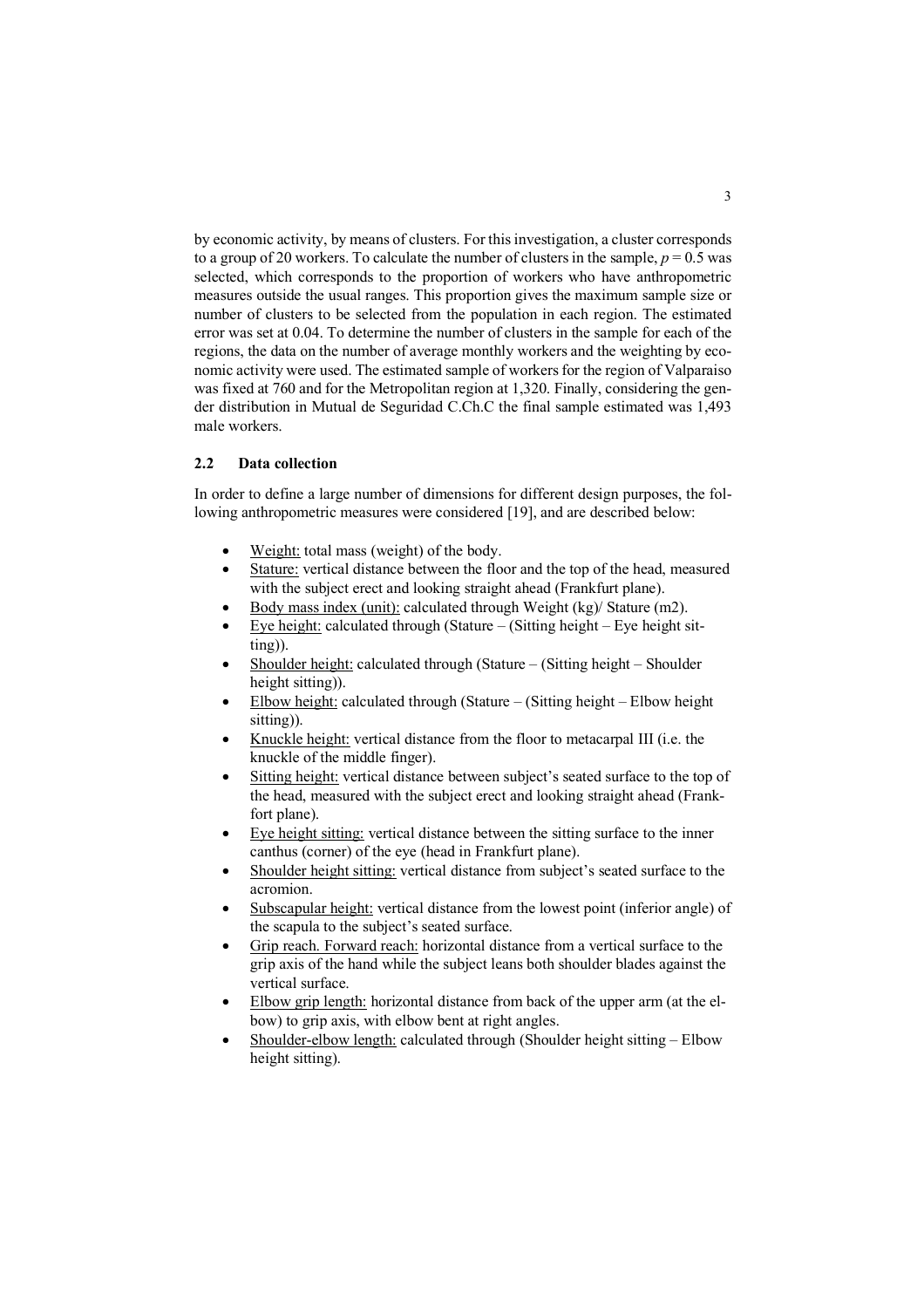by economic activity, by means of clusters. For this investigation, a cluster corresponds to a group of 20 workers. To calculate the number of clusters in the sample, $p = 0.5$ was selected, which corresponds to the proportion of workers who have anthropometric measures outside the usual ranges. This proportion gives the maximum sample size or number of clusters to be selected from the population in each region. The estimated error was set at 0.04. To determine the number of clusters in the sample for each of the regions, the data on the number of average monthly workers and the weighting by economic activity were used. The estimated sample of workers for the region of Valparaiso was fixed at 760 and for the Metropolitan region at 1,320. Finally, considering the gender distribution in Mutual de Seguridad C.Ch.C the final sample estimated was 1,493 male workers.

### 2.2 Data collection

In order to define a large number of dimensions for different design purposes, the following anthropometric measures were considered [19], and are described below:

- Weight: total mass (weight) of the body.
- Stature: vertical distance between the floor and the top of the head, measured with the subject erect and looking straight ahead (Frankfurt plane).
- Body mass index (unit): calculated through Weight (kg)/ Stature (m2).
- Eye height: calculated through (Stature – (Sitting height – Eye height sitting)).
- Shoulder height: calculated through (Stature – (Sitting height – Shoulder height sitting)).
- Elbow height: calculated through (Stature – (Sitting height – Elbow height sitting)).
- Knuckle height: vertical distance from the floor to metacarpal III (i.e. the knuckle of the middle finger).
- Sitting height: vertical distance between subject's seated surface to the top of the head, measured with the subject erect and looking straight ahead (Frankfort plane).
- Eye height sitting: vertical distance between the sitting surface to the inner canthus (corner) of the eye (head in Frankfurt plane).
- Shoulder height sitting: vertical distance from subject's seated surface to the acromion.
- Subscapular height: vertical distance from the lowest point (inferior angle) of the scapula to the subject's seated surface.
- Grip reach. Forward reach: horizontal distance from a vertical surface to the grip axis of the hand while the subject leans both shoulder blades against the vertical surface.
- Elbow grip length: horizontal distance from back of the upper arm (at the elbow) to grip axis, with elbow bent at right angles.
- Shoulder-elbow length: calculated through (Shoulder height sitting – Elbow height sitting).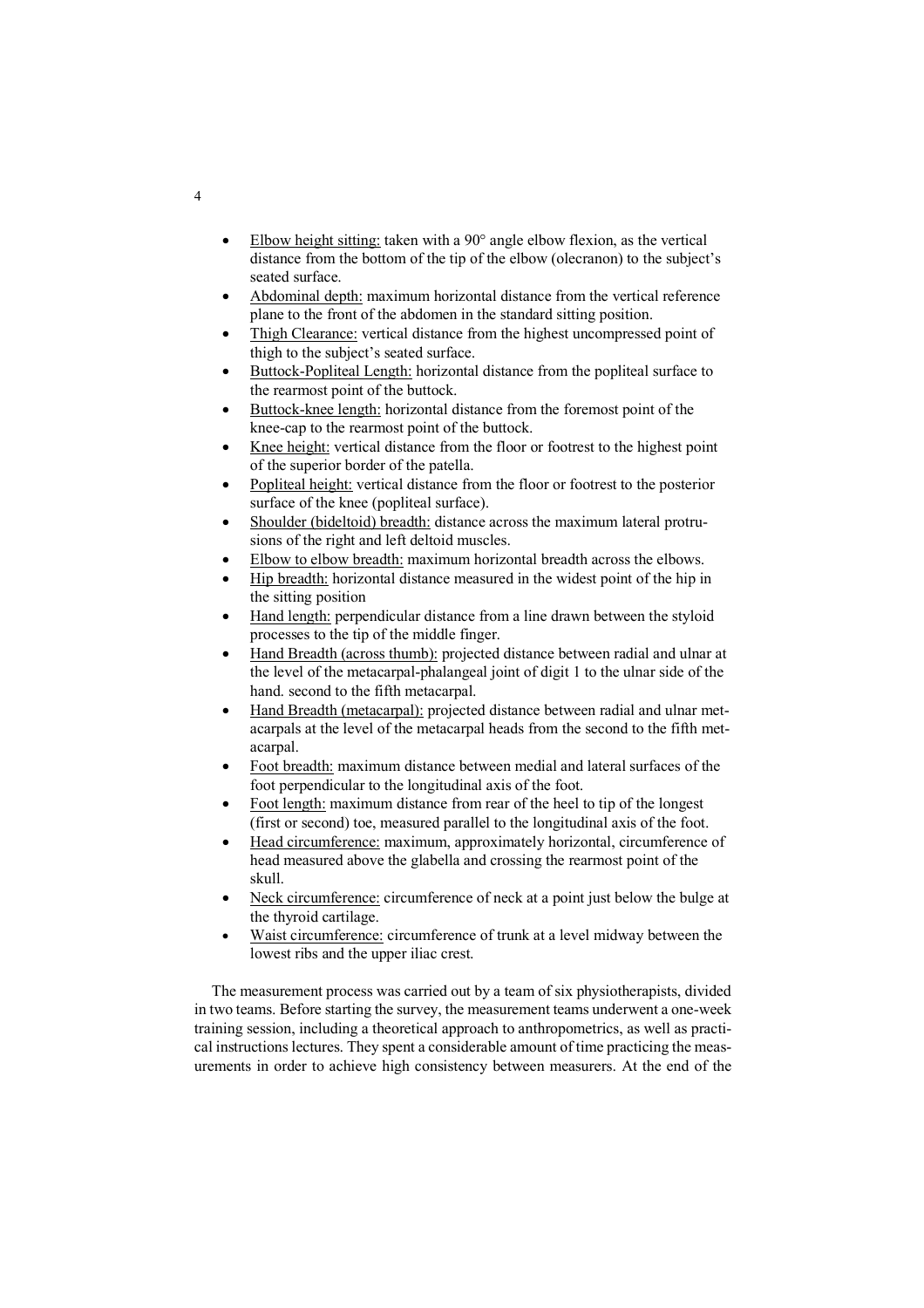- Elbow height sitting: taken with a 90° angle elbow flexion, as the vertical distance from the bottom of the tip of the elbow (olecranon) to the subject's seated surface.
- Abdominal depth: maximum horizontal distance from the vertical reference plane to the front of the abdomen in the standard sitting position.
- Thigh Clearance: vertical distance from the highest uncompressed point of thigh to the subject's seated surface.
- Buttock-Popliteal Length: horizontal distance from the popliteal surface to the rearmost point of the buttock.
- Buttock-knee length: horizontal distance from the foremost point of the knee-cap to the rearmost point of the buttock.
- Knee height: vertical distance from the floor or footrest to the highest point of the superior border of the patella.
- Popliteal height: vertical distance from the floor or footrest to the posterior surface of the knee (popliteal surface).
- Shoulder (bideltoid) breadth: distance across the maximum lateral protrusions of the right and left deltoid muscles.
- Elbow to elbow breadth: maximum horizontal breadth across the elbows.
- Hip breadth: horizontal distance measured in the widest point of the hip in the sitting position
- Hand length: perpendicular distance from a line drawn between the styloid processes to the tip of the middle finger.
- Hand Breadth (across thumb): projected distance between radial and ulnar at the level of the metacarpal-phalangeal joint of digit 1 to the ulnar side of the hand. second to the fifth metacarpal.
- Hand Breadth (metacarpal): projected distance between radial and ulnar metacarpals at the level of the metacarpal heads from the second to the fifth metacarpal.
- Foot breadth: maximum distance between medial and lateral surfaces of the foot perpendicular to the longitudinal axis of the foot.
- Foot length: maximum distance from rear of the heel to tip of the longest (first or second) toe, measured parallel to the longitudinal axis of the foot.
- Head circumference: maximum, approximately horizontal, circumference of head measured above the glabella and crossing the rearmost point of the skull.
- Neck circumference: circumference of neck at a point just below the bulge at the thyroid cartilage.
- Waist circumference: circumference of trunk at a level midway between the lowest ribs and the upper iliac crest.

The measurement process was carried out by a team of six physiotherapists, divided in two teams. Before starting the survey, the measurement teams underwent a one-week training session, including a theoretical approach to anthropometrics, as well as practical instructions lectures. They spent a considerable amount of time practicing the measurements in order to achieve high consistency between measurers. At the end of the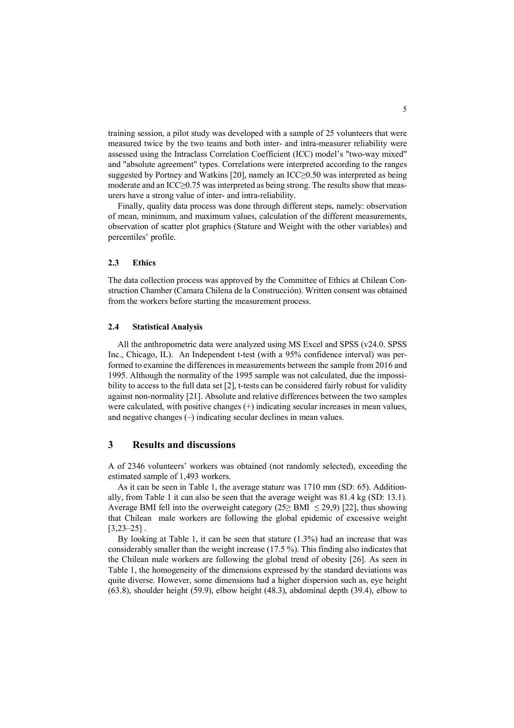training session, a pilot study was developed with a sample of 25 volunteers that were measured twice by the two teams and both inter- and intra-measurer reliability were assessed using the Intraclass Correlation Coefficient (ICC) model's "two-way mixed" and "absolute agreement" types. Correlations were interpreted according to the ranges suggested by Portney and Watkins [20], namely an ICC≥0.50 was interpreted as being moderate and an ICC≥0.75 was interpreted as being strong. The results show that measurers have a strong value of inter- and intra-reliability.

Finally, quality data process was done through different steps, namely: observation of mean, minimum, and maximum values, calculation of the different measurements, observation of scatter plot graphics (Stature and Weight with the other variables) and percentiles' profile.

### 2.3 Ethics

The data collection process was approved by the Committee of Ethics at Chilean Construction Chamber (Camara Chilena de la Construcción). Written consent was obtained from the workers before starting the measurement process.

### 2.4 Statistical Analysis

All the anthropometric data were analyzed using MS Excel and SPSS (v24.0. SPSS Inc., Chicago, IL). An Independent t-test (with a 95% confidence interval) was performed to examine the differences in measurements between the sample from 2016 and 1995. Although the normality of the 1995 sample was not calculated, due the impossibility to access to the full data set [2], t-tests can be considered fairly robust for validity against non-normality [21]. Absolute and relative differences between the two samples were calculated, with positive changes (+) indicating secular increases in mean values, and negative changes (–) indicating secular declines in mean values.

## 3 Results and discussions

A of 2346 volunteers' workers was obtained (not randomly selected), exceeding the estimated sample of 1,493 workers.

As it can be seen in Table 1, the average stature was 1710 mm (SD: 65). Additionally, from Table 1 it can also be seen that the average weight was 81.4 kg (SD: 13.1). Average BMI fell into the overweight category (25≥ BMI ≤ 29,9) [22], thus showing that Chilean male workers are following the global epidemic of excessive weight [3,23–25] .

By looking at Table 1, it can be seen that stature (1.3%) had an increase that was considerably smaller than the weight increase (17.5 %). This finding also indicates that the Chilean male workers are following the global trend of obesity [26]. As seen in Table 1, the homogeneity of the dimensions expressed by the standard deviations was quite diverse. However, some dimensions had a higher dispersion such as, eye height (63.8), shoulder height (59.9), elbow height (48.3), abdominal depth (39.4), elbow to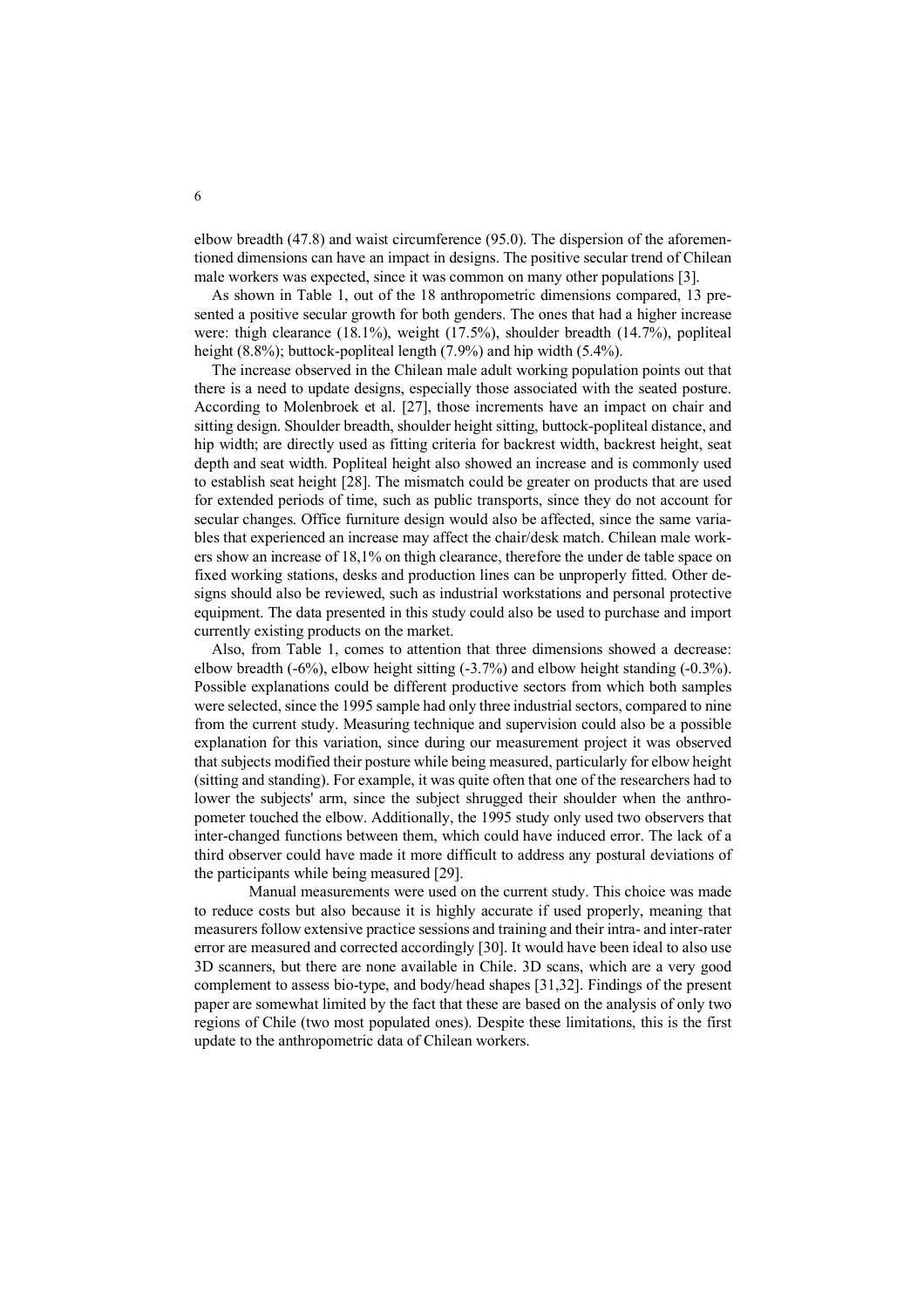elbow breadth (47.8) and waist circumference (95.0). The dispersion of the aforementioned dimensions can have an impact in designs. The positive secular trend of Chilean male workers was expected, since it was common on many other populations [3].

As shown in Table 1, out of the 18 anthropometric dimensions compared, 13 presented a positive secular growth for both genders. The ones that had a higher increase were: thigh clearance (18.1%), weight (17.5%), shoulder breadth (14.7%), popliteal height (8.8%); buttock-popliteal length (7.9%) and hip width (5.4%).

The increase observed in the Chilean male adult working population points out that there is a need to update designs, especially those associated with the seated posture. According to Molenbroek et al. [27], those increments have an impact on chair and sitting design. Shoulder breadth, shoulder height sitting, buttock-popliteal distance, and hip width; are directly used as fitting criteria for backrest width, backrest height, seat depth and seat width. Popliteal height also showed an increase and is commonly used to establish seat height [28]. The mismatch could be greater on products that are used for extended periods of time, such as public transports, since they do not account for secular changes. Office furniture design would also be affected, since the same variables that experienced an increase may affect the chair/desk match. Chilean male workers show an increase of 18,1% on thigh clearance, therefore the under de table space on fixed working stations, desks and production lines can be unproperly fitted. Other designs should also be reviewed, such as industrial workstations and personal protective equipment. The data presented in this study could also be used to purchase and import currently existing products on the market.

Also, from Table 1, comes to attention that three dimensions showed a decrease: elbow breadth (-6%), elbow height sitting (-3.7%) and elbow height standing (-0.3%). Possible explanations could be different productive sectors from which both samples were selected, since the 1995 sample had only three industrial sectors, compared to nine from the current study. Measuring technique and supervision could also be a possible explanation for this variation, since during our measurement project it was observed that subjects modified their posture while being measured, particularly for elbow height (sitting and standing). For example, it was quite often that one of the researchers had to lower the subjects' arm, since the subject shrugged their shoulder when the anthropometer touched the elbow. Additionally, the 1995 study only used two observers that inter-changed functions between them, which could have induced error. The lack of a third observer could have made it more difficult to address any postural deviations of the participants while being measured [29].

Manual measurements were used on the current study. This choice was made to reduce costs but also because it is highly accurate if used properly, meaning that measurers follow extensive practice sessions and training and their intra- and inter-rater error are measured and corrected accordingly [30]. It would have been ideal to also use 3D scanners, but there are none available in Chile. 3D scans, which are a very good complement to assess bio-type, and body/head shapes [31,32]. Findings of the present paper are somewhat limited by the fact that these are based on the analysis of only two regions of Chile (two most populated ones). Despite these limitations, this is the first update to the anthropometric data of Chilean workers.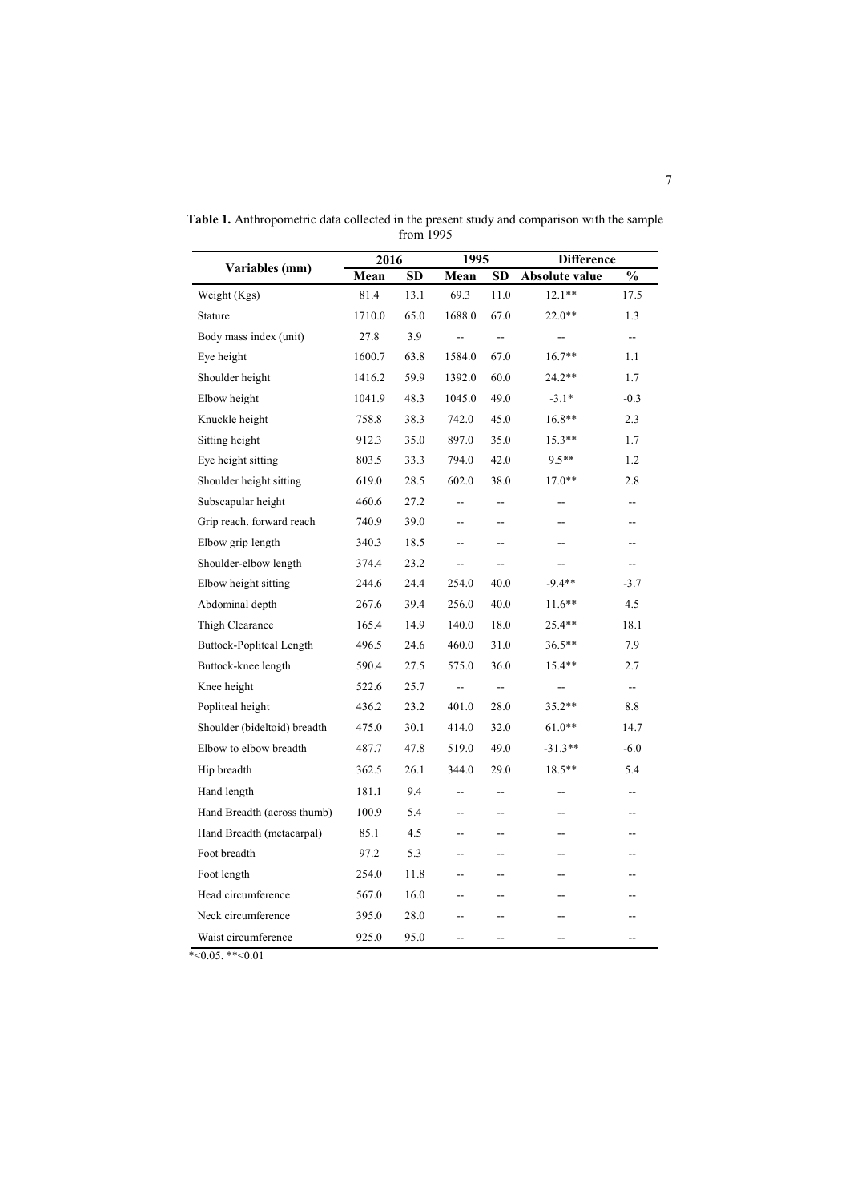**Table 1.** Anthropometric data collected in the present study and comparison with the sample from 1995

| Variables (mm) | 2016 | | 1995 | | Difference | |
|---|---|---|---|---|---|---|
| | Mean | SD | Mean | SD | Absolute value | % |
| Weight (Kgs) | 81.4 | 13.1 | 69.3 | 11.0 | 12.1** | 17.5 |
| Stature | 1710.0 | 65.0 | 1688.0 | 67.0 | 22.0** | 1.3 |
| Body mass index (unit) | 27.8 | 3.9 | -- | -- | -- | -- |
| Eye height | 1600.7 | 63.8 | 1584.0 | 67.0 | 16.7** | 1.1 |
| Shoulder height | 1416.2 | 59.9 | 1392.0 | 60.0 | 24.2** | 1.7 |
| Elbow height | 1041.9 | 48.3 | 1045.0 | 49.0 | -3.1* | -0.3 |
| Knuckle height | 758.8 | 38.3 | 742.0 | 45.0 | 16.8** | 2.3 |
| Sitting height | 912.3 | 35.0 | 897.0 | 35.0 | 15.3** | 1.7 |
| Eye height sitting | 803.5 | 33.3 | 794.0 | 42.0 | 9.5** | 1.2 |
| Shoulder height sitting | 619.0 | 28.5 | 602.0 | 38.0 | 17.0** | 2.8 |
| Subscapular height | 460.6 | 27.2 | -- | -- | -- | -- |
| Grip reach. forward reach | 740.9 | 39.0 | -- | -- | -- | -- |
| Elbow grip length | 340.3 | 18.5 | -- | -- | -- | -- |
| Shoulder-elbow length | 374.4 | 23.2 | -- | -- | -- | -- |
| Elbow height sitting | 244.6 | 24.4 | 254.0 | 40.0 | -9.4** | -3.7 |
| Abdominal depth | 267.6 | 39.4 | 256.0 | 40.0 | 11.6** | 4.5 |
| Thigh Clearance | 165.4 | 14.9 | 140.0 | 18.0 | 25.4** | 18.1 |
| Buttock-Popliteal Length | 496.5 | 24.6 | 460.0 | 31.0 | 36.5** | 7.9 |
| Buttock-knee length | 590.4 | 27.5 | 575.0 | 36.0 | 15.4** | 2.7 |
| Knee height | 522.6 | 25.7 | -- | -- | -- | -- |
| Popliteal height | 436.2 | 23.2 | 401.0 | 28.0 | 35.2** | 8.8 |
| Shoulder (bideltoid) breadth | 475.0 | 30.1 | 414.0 | 32.0 | 61.0** | 14.7 |
| Elbow to elbow breadth | 487.7 | 47.8 | 519.0 | 49.0 | -31.3** | -6.0 |
| Hip breadth | 362.5 | 26.1 | 344.0 | 29.0 | 18.5** | 5.4 |
| Hand length | 181.1 | 9.4 | -- | -- | -- | -- |
| Hand Breadth (across thumb) | 100.9 | 5.4 | -- | -- | -- | -- |
| Hand Breadth (metacarpal) | 85.1 | 4.5 | -- | -- | -- | -- |
| Foot breadth | 97.2 | 5.3 | -- | -- | -- | -- |
| Foot length | 254.0 | 11.8 | -- | -- | -- | -- |
| Head circumference | 567.0 | 16.0 | -- | -- | -- | -- |
| Neck circumference | 395.0 | 28.0 | -- | -- | -- | -- |
| Waist circumference | 925.0 | 95.0 | -- | -- | -- | -- |

*<0.05. **<0.01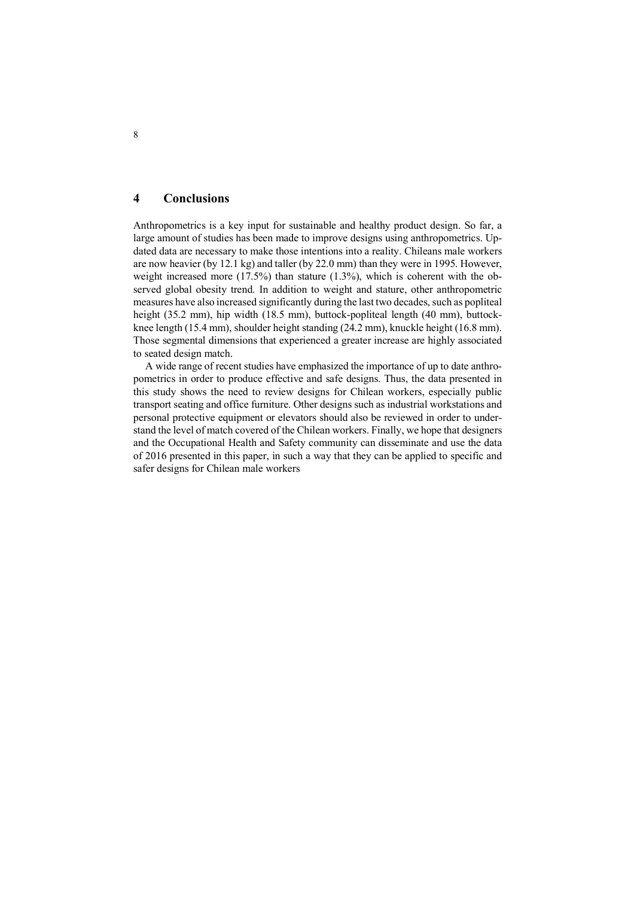## 4 Conclusions

Anthropometrics is a key input for sustainable and healthy product design. So far, a large amount of studies has been made to improve designs using anthropometrics. Updated data are necessary to make those intentions into a reality. Chileans male workers are now heavier (by 12.1 kg) and taller (by 22.0 mm) than they were in 1995. However, weight increased more (17.5%) than stature (1.3%), which is coherent with the observed global obesity trend. In addition to weight and stature, other anthropometric measures have also increased significantly during the last two decades, such as popliteal height (35.2 mm), hip width (18.5 mm), buttock-popliteal length (40 mm), buttock-knee length (15.4 mm), shoulder height standing (24.2 mm), knuckle height (16.8 mm). Those segmental dimensions that experienced a greater increase are highly associated to seated design match.

A wide range of recent studies have emphasized the importance of up to date anthropometrics in order to produce effective and safe designs. Thus, the data presented in this study shows the need to review designs for Chilean workers, especially public transport seating and office furniture. Other designs such as industrial workstations and personal protective equipment or elevators should also be reviewed in order to understand the level of match covered of the Chilean workers. Finally, we hope that designers and the Occupational Health and Safety community can disseminate and use the data of 2016 presented in this paper, in such a way that they can be applied to specific and safer designs for Chilean male workers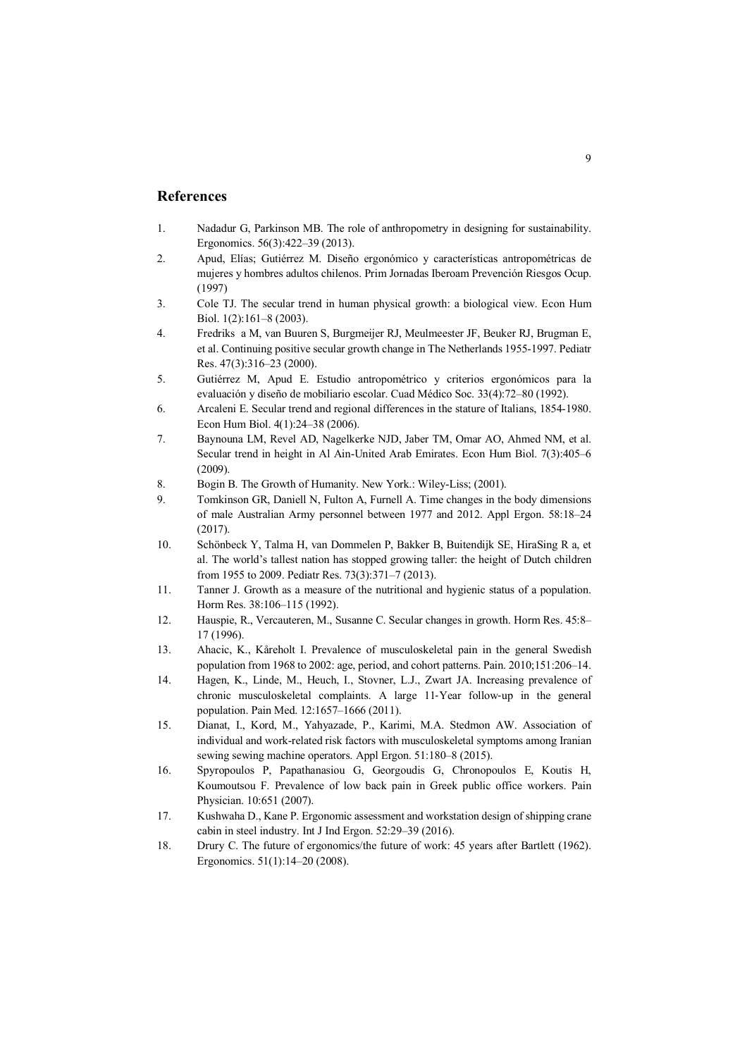## References

1. Nadadur G, Parkinson MB. The role of anthropometry in designing for sustainability. Ergonomics. 56(3):422–39 (2013).
2. Apud, Elías; Gutiérrez M. Diseño ergonómico y características antropométricas de mujeres y hombres adultos chilenos. Prim Jornadas Iberoam Prevención Riesgos Ocup. (1997)
3. Cole TJ. The secular trend in human physical growth: a biological view. Econ Hum Biol. 1(2):161–8 (2003).
4. Fredriks a M, van Buuren S, Burgmeijer RJ, Meulmeester JF, Beuker RJ, Brugman E, et al. Continuing positive secular growth change in The Netherlands 1955-1997. Pediatr Res. 47(3):316–23 (2000).
5. Gutiérrez M, Apud E. Estudio antropométrico y criterios ergonómicos para la evaluación y diseño de mobiliario escolar. Cuad Médico Soc. 33(4):72–80 (1992).
6. Arcaleni E. Secular trend and regional differences in the stature of Italians, 1854-1980. Econ Hum Biol. 4(1):24–38 (2006).
7. Baynouna LM, Revel AD, Nagelkerke NJD, Jaber TM, Omar AO, Ahmed NM, et al. Secular trend in height in Al Ain-United Arab Emirates. Econ Hum Biol. 7(3):405–6 (2009).
8. Bogin B. The Growth of Humanity. New York.: Wiley-Liss; (2001).
9. Tomkinson GR, Daniell N, Fulton A, Furnell A. Time changes in the body dimensions of male Australian Army personnel between 1977 and 2012. Appl Ergon. 58:18–24 (2017).
10. Schönbeck Y, Talma H, van Dommelen P, Bakker B, Buitendijk SE, HiraSing R a, et al. The world's tallest nation has stopped growing taller: the height of Dutch children from 1955 to 2009. Pediatr Res. 73(3):371–7 (2013).
11. Tanner J. Growth as a measure of the nutritional and hygienic status of a population. Horm Res. 38:106–115 (1992).
12. Hauspie, R., Vercauteren, M., Susanne C. Secular changes in growth. Horm Res. 45:8–17 (1996).
13. Ahacic, K., Kåreholt I. Prevalence of musculoskeletal pain in the general Swedish population from 1968 to 2002: age, period, and cohort patterns. Pain. 2010;151:206–14.
14. Hagen, K., Linde, M., Heuch, I., Stovner, L.J., Zwart JA. Increasing prevalence of chronic musculoskeletal complaints. A large 11-Year follow-up in the general population. Pain Med. 12:1657–1666 (2011).
15. Dianat, I., Kord, M., Yahyazade, P., Karimi, M.A. Stedmon AW. Association of individual and work-related risk factors with musculoskeletal symptoms among Iranian sewing sewing machine operators. Appl Ergon. 51:180–8 (2015).
16. Spyropoulos P, Papathanasiou G, Georgoudis G, Chronopoulos E, Koutis H, Koumoutsou F. Prevalence of low back pain in Greek public office workers. Pain Physician. 10:651 (2007).
17. Kushwaha D., Kane P. Ergonomic assessment and workstation design of shipping crane cabin in steel industry. Int J Ind Ergon. 52:29–39 (2016).
18. Drury C. The future of ergonomics/the future of work: 45 years after Bartlett (1962). Ergonomics. 51(1):14–20 (2008).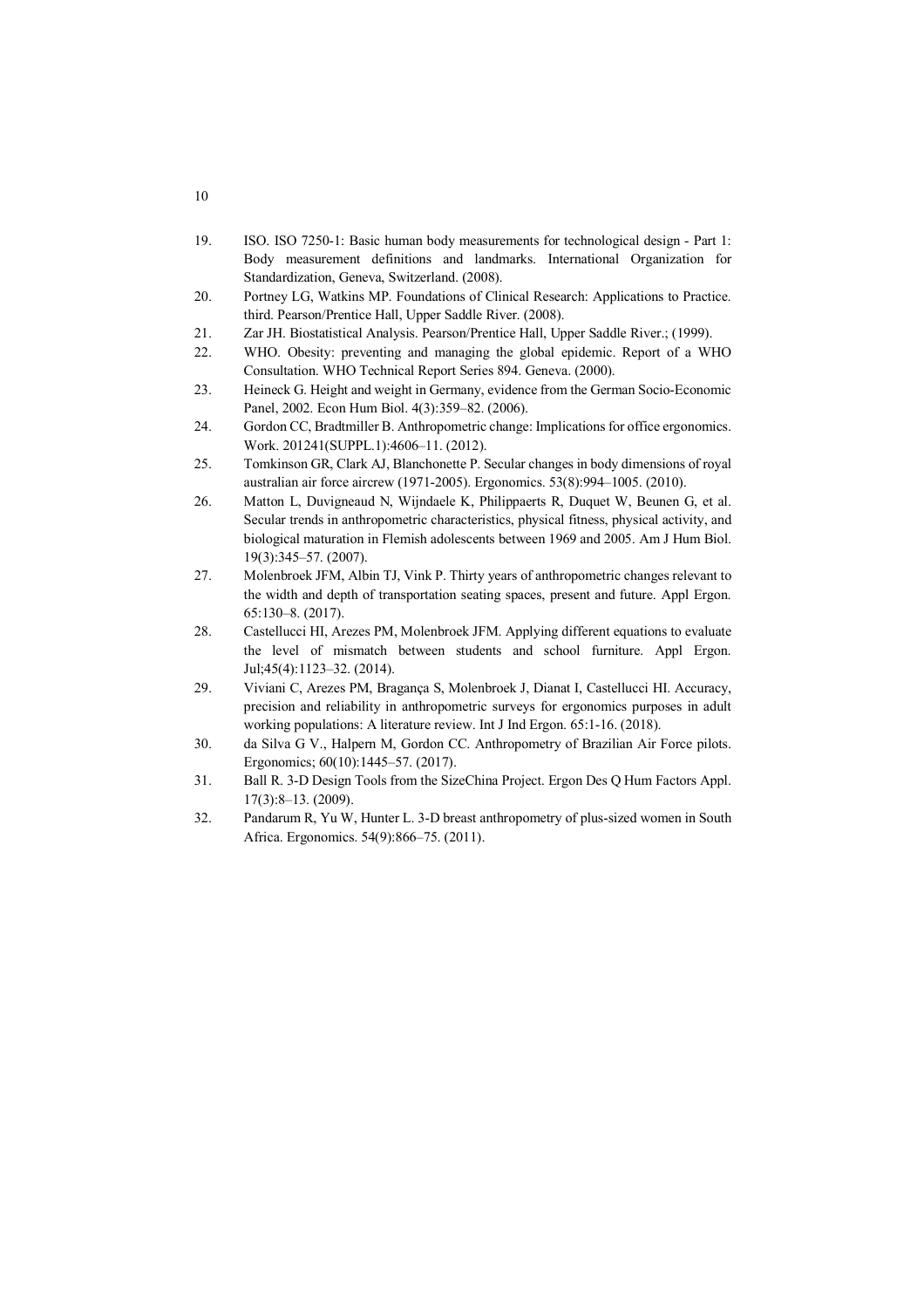19. ISO. ISO 7250-1: Basic human body measurements for technological design - Part 1: Body measurement definitions and landmarks. International Organization for Standardization, Geneva, Switzerland. (2008).
20. Portney LG, Watkins MP. Foundations of Clinical Research: Applications to Practice. third. Pearson/Prentice Hall, Upper Saddle River. (2008).
21. Zar JH. Biostatistical Analysis. Pearson/Prentice Hall, Upper Saddle River.; (1999).
22. WHO. Obesity: preventing and managing the global epidemic. Report of a WHO Consultation. WHO Technical Report Series 894. Geneva. (2000).
23. Heineck G. Height and weight in Germany, evidence from the German Socio-Economic Panel, 2002. Econ Hum Biol. 4(3):359–82. (2006).
24. Gordon CC, Bradtmiller B. Anthropometric change: Implications for office ergonomics. Work. 201241(SUPPL.1):4606–11. (2012).
25. Tomkinson GR, Clark AJ, Blanchonette P. Secular changes in body dimensions of royal australian air force aircrew (1971-2005). Ergonomics. 53(8):994–1005. (2010).
26. Matton L, Duvigneaud N, Wijndaele K, Philippaerts R, Duquet W, Beunen G, et al. Secular trends in anthropometric characteristics, physical fitness, physical activity, and biological maturation in Flemish adolescents between 1969 and 2005. Am J Hum Biol. 19(3):345–57. (2007).
27. Molenbroek JFM, Albin TJ, Vink P. Thirty years of anthropometric changes relevant to the width and depth of transportation seating spaces, present and future. Appl Ergon. 65:130–8. (2017).
28. Castellucci HI, Arezes PM, Molenbroek JFM. Applying different equations to evaluate the level of mismatch between students and school furniture. Appl Ergon. Jul;45(4):1123–32. (2014).
29. Viviani C, Arezes PM, Bragança S, Molenbroek J, Dianat I, Castellucci HI. Accuracy, precision and reliability in anthropometric surveys for ergonomics purposes in adult working populations: A literature review. Int J Ind Ergon. 65:1-16. (2018).
30. da Silva G V., Halpern M, Gordon CC. Anthropometry of Brazilian Air Force pilots. Ergonomics; 60(10):1445–57. (2017).
31. Ball R. 3-D Design Tools from the SizeChina Project. Ergon Des Q Hum Factors Appl. 17(3):8–13. (2009).
32. Pandarum R, Yu W, Hunter L. 3-D breast anthropometry of plus-sized women in South Africa. Ergonomics. 54(9):866–75. (2011).